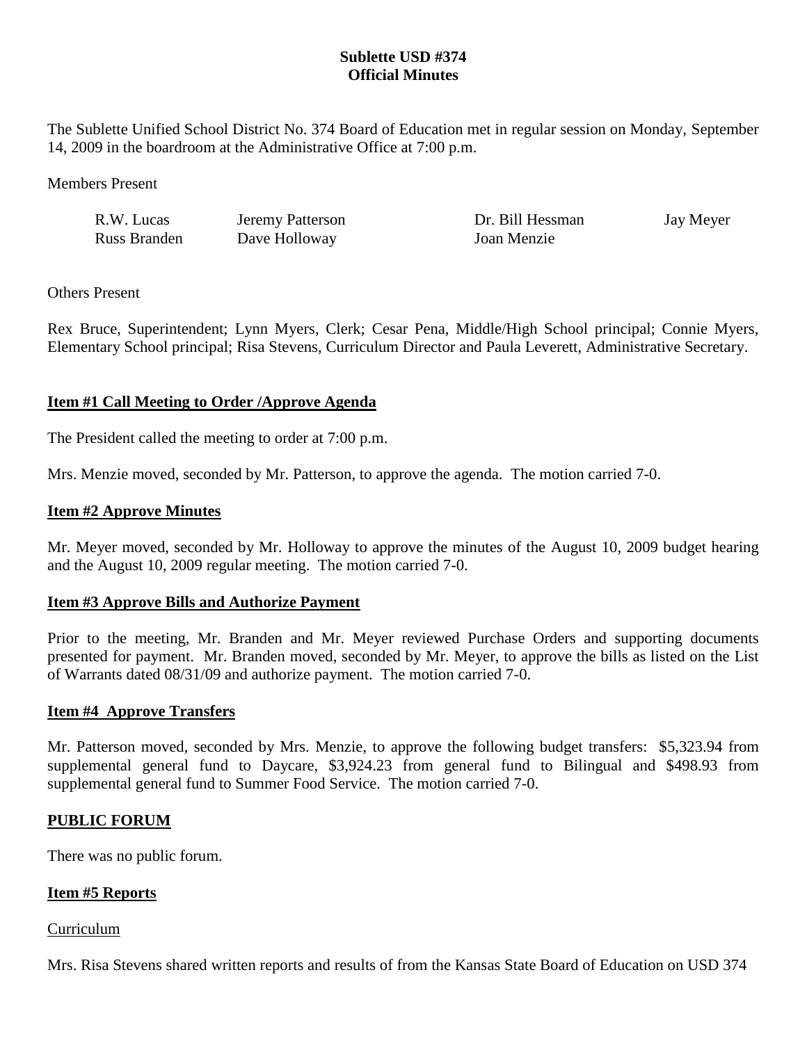**Sublette USD #374**
**Official Minutes**

The Sublette Unified School District No. 374 Board of Education met in regular session on Monday, September 14, 2009 in the boardroom at the Administrative Office at 7:00 p.m.

Members Present

| | | | |
|---|---|---|---|
| R.W. Lucas | Jeremy Patterson | Dr. Bill Hessman | Jay Meyer |
| Russ Branden | Dave Holloway | Joan Menzie | |

Others Present

Rex Bruce, Superintendent; Lynn Myers, Clerk; Cesar Pena, Middle/High School principal; Connie Myers, Elementary School principal; Risa Stevens, Curriculum Director and Paula Leverett, Administrative Secretary.

**Item #1 Call Meeting to Order /Approve Agenda**

The President called the meeting to order at 7:00 p.m.

Mrs. Menzie moved, seconded by Mr. Patterson, to approve the agenda. The motion carried 7-0.

**Item #2 Approve Minutes**

Mr. Meyer moved, seconded by Mr. Holloway to approve the minutes of the August 10, 2009 budget hearing and the August 10, 2009 regular meeting. The motion carried 7-0.

**Item #3 Approve Bills and Authorize Payment**

Prior to the meeting, Mr. Branden and Mr. Meyer reviewed Purchase Orders and supporting documents presented for payment. Mr. Branden moved, seconded by Mr. Meyer, to approve the bills as listed on the List of Warrants dated 08/31/09 and authorize payment. The motion carried 7-0.

**Item #4 Approve Transfers**

Mr. Patterson moved, seconded by Mrs. Menzie, to approve the following budget transfers: $5,323.94 from supplemental general fund to Daycare, $3,924.23 from general fund to Bilingual and $498.93 from supplemental general fund to Summer Food Service. The motion carried 7-0.

**PUBLIC FORUM**

There was no public forum.

**Item #5 Reports**

Curriculum

Mrs. Risa Stevens shared written reports and results of from the Kansas State Board of Education on USD 374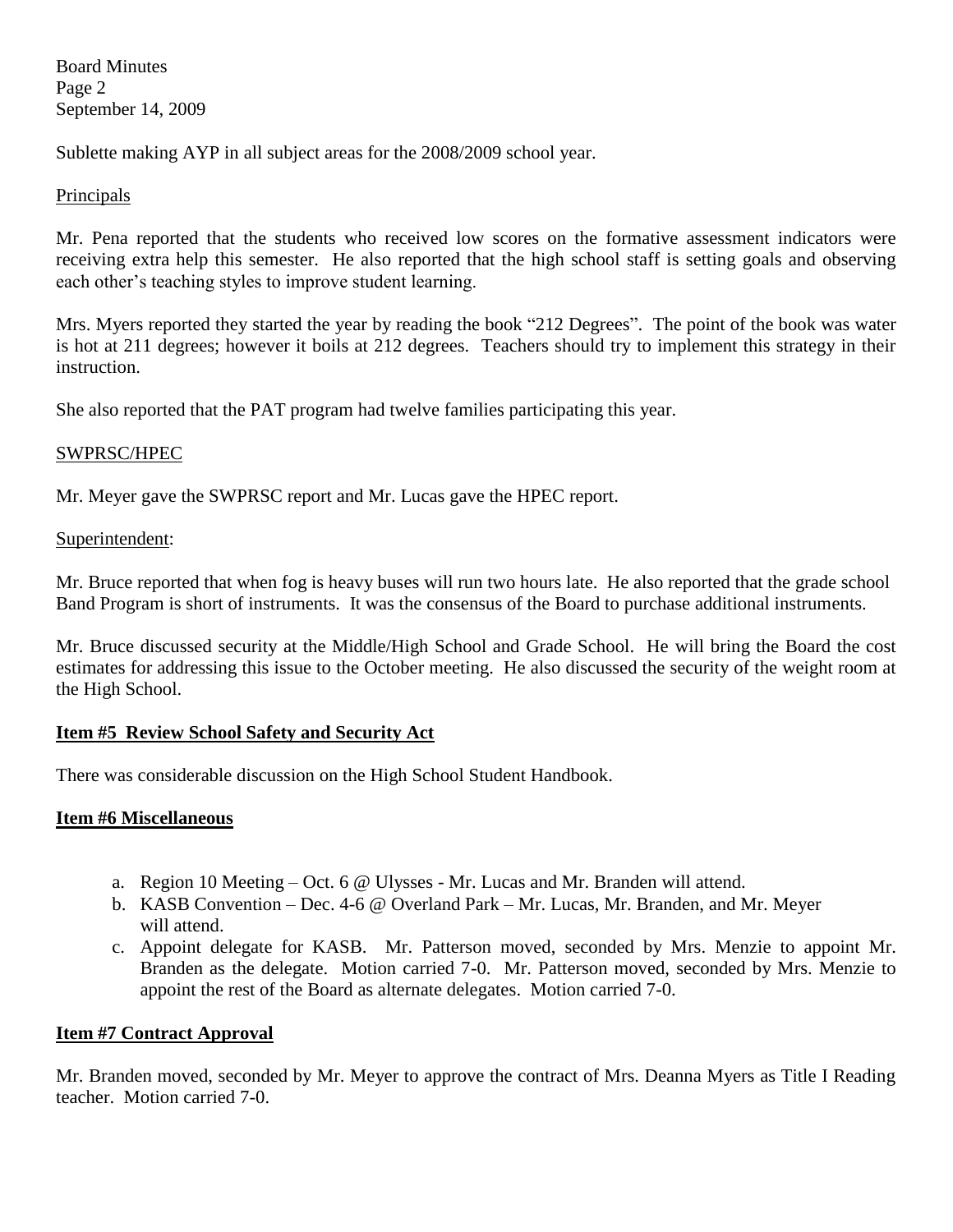Sublette making AYP in all subject areas for the 2008/2009 school year.

Principals

Mr. Pena reported that the students who received low scores on the formative assessment indicators were receiving extra help this semester. He also reported that the high school staff is setting goals and observing each other's teaching styles to improve student learning.

Mrs. Myers reported they started the year by reading the book "212 Degrees". The point of the book was water is hot at 211 degrees; however it boils at 212 degrees. Teachers should try to implement this strategy in their instruction.

She also reported that the PAT program had twelve families participating this year.

SWPRSC/HPEC

Mr. Meyer gave the SWPRSC report and Mr. Lucas gave the HPEC report.

Superintendent:

Mr. Bruce reported that when fog is heavy buses will run two hours late. He also reported that the grade school Band Program is short of instruments. It was the consensus of the Board to purchase additional instruments.

Mr. Bruce discussed security at the Middle/High School and Grade School. He will bring the Board the cost estimates for addressing this issue to the October meeting. He also discussed the security of the weight room at the High School.

**Item #5 Review School Safety and Security Act**

There was considerable discussion on the High School Student Handbook.

**Item #6 Miscellaneous**

a. Region 10 Meeting – Oct. 6 @ Ulysses - Mr. Lucas and Mr. Branden will attend.
b. KASB Convention – Dec. 4-6 @ Overland Park – Mr. Lucas, Mr. Branden, and Mr. Meyer will attend.
c. Appoint delegate for KASB. Mr. Patterson moved, seconded by Mrs. Menzie to appoint Mr. Branden as the delegate. Motion carried 7-0. Mr. Patterson moved, seconded by Mrs. Menzie to appoint the rest of the Board as alternate delegates. Motion carried 7-0.

**Item #7 Contract Approval**

Mr. Branden moved, seconded by Mr. Meyer to approve the contract of Mrs. Deanna Myers as Title I Reading teacher. Motion carried 7-0.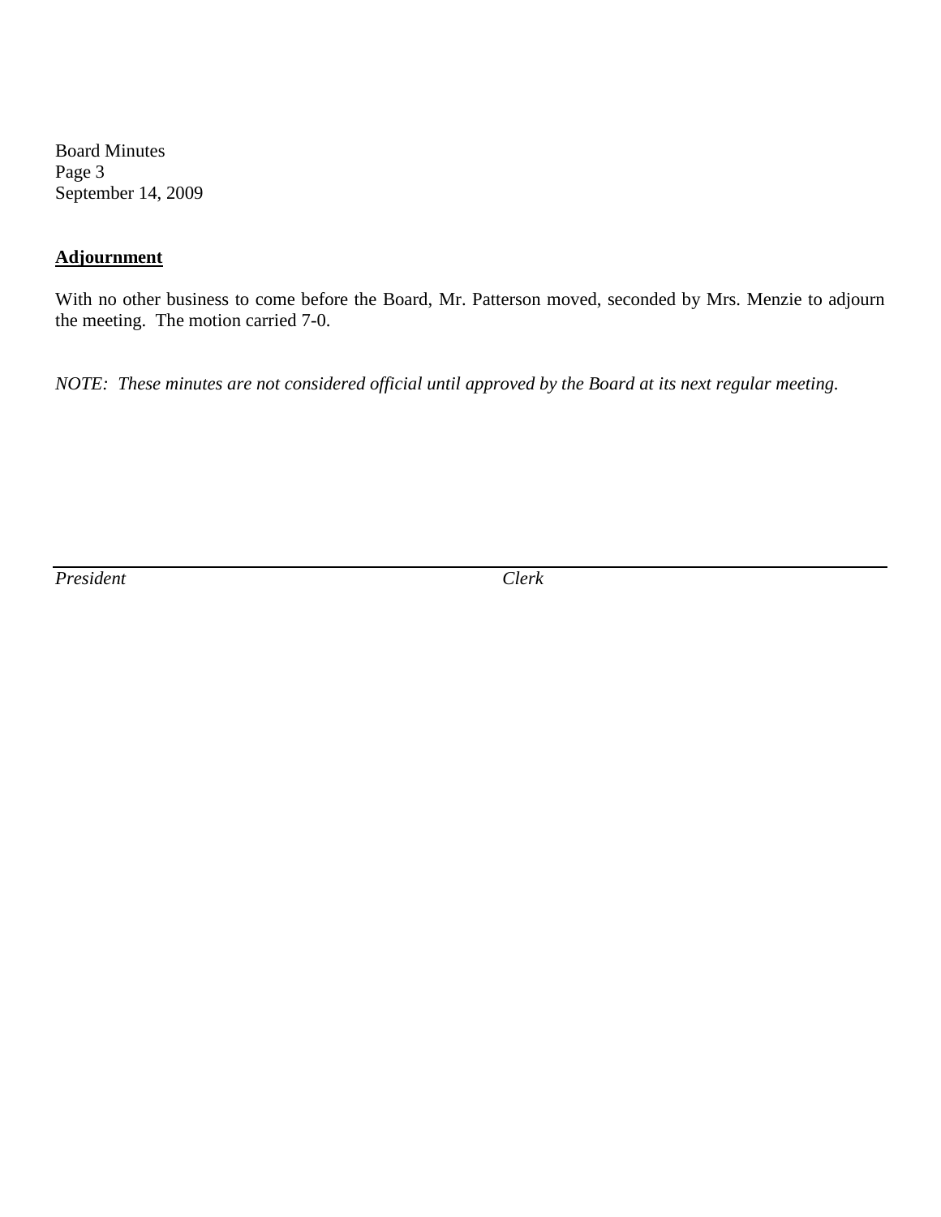**Adjournment**

With no other business to come before the Board, Mr. Patterson moved, seconded by Mrs. Menzie to adjourn the meeting. The motion carried 7-0.

*NOTE: These minutes are not considered official until approved by the Board at its next regular meeting.*

*President* *Clerk*